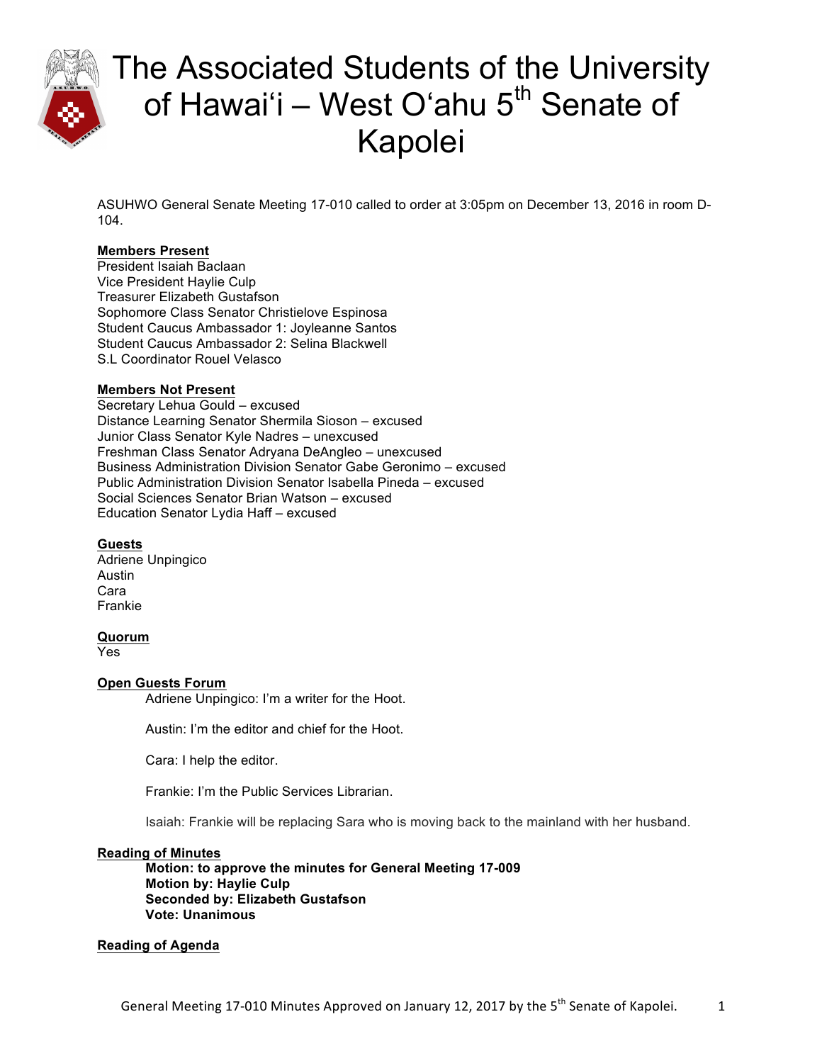# The Associated Students of the University of Hawai'i – West O'ahu 5th Senate of Kapolei

ASUHWO General Senate Meeting 17-010 called to order at 3:05pm on December 13, 2016 in room D-104.

**Members Present**

President Isaiah Baclaan
Vice President Haylie Culp
Treasurer Elizabeth Gustafson
Sophomore Class Senator Christielove Espinosa
Student Caucus Ambassador 1: Joyleanne Santos
Student Caucus Ambassador 2: Selina Blackwell
S.L Coordinator Rouel Velasco

**Members Not Present**

Secretary Lehua Gould – excused
Distance Learning Senator Shermila Sioson – excused
Junior Class Senator Kyle Nadres – unexcused
Freshman Class Senator Adryana DeAngleo – unexcused
Business Administration Division Senator Gabe Geronimo – excused
Public Administration Division Senator Isabella Pineda – excused
Social Sciences Senator Brian Watson – excused
Education Senator Lydia Haff – excused

**Guests**

Adriene Unpingico
Austin
Cara
Frankie

**Quorum**

Yes

**Open Guests Forum**

Adriene Unpingico: I'm a writer for the Hoot.

Austin: I'm the editor and chief for the Hoot.

Cara: I help the editor.

Frankie: I'm the Public Services Librarian.

Isaiah: Frankie will be replacing Sara who is moving back to the mainland with her husband.

**Reading of Minutes**

**Motion: to approve the minutes for General Meeting 17-009**
**Motion by: Haylie Culp**
**Seconded by: Elizabeth Gustafson**
**Vote: Unanimous**

**Reading of Agenda**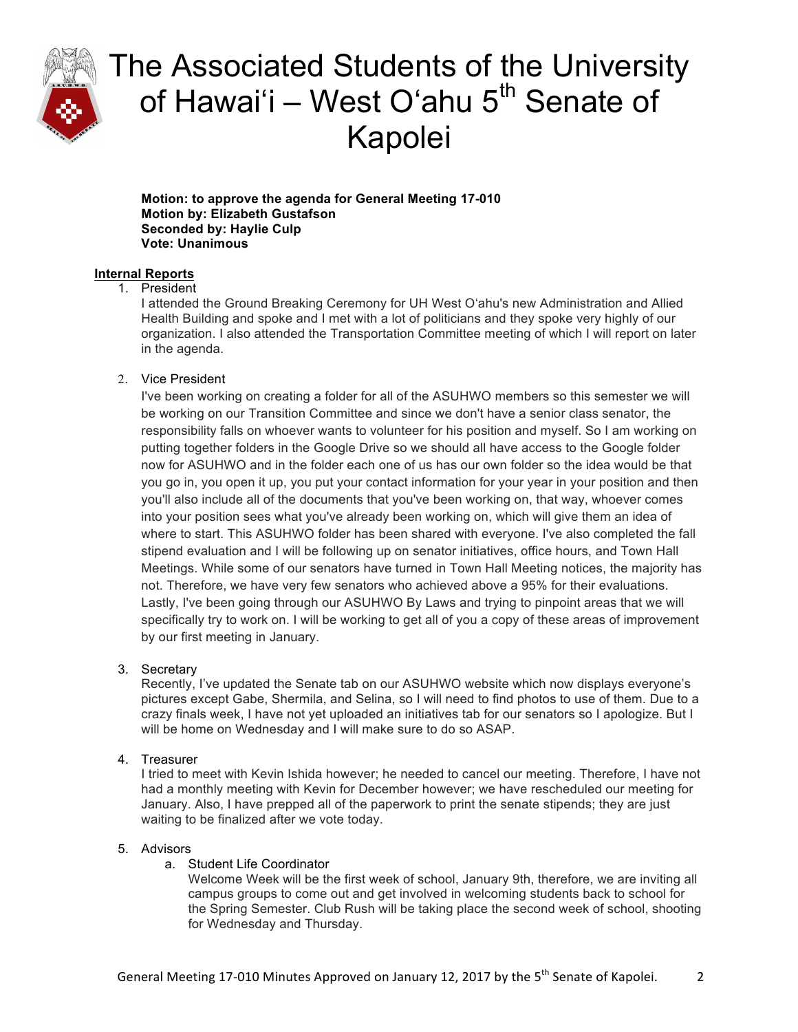**Motion: to approve the agenda for General Meeting 17-010**
**Motion by: Elizabeth Gustafson**
**Seconded by: Haylie Culp**
**Vote: Unanimous**

**Internal Reports**

1. President

   I attended the Ground Breaking Ceremony for UH West Oʻahu's new Administration and Allied Health Building and spoke and I met with a lot of politicians and they spoke very highly of our organization. I also attended the Transportation Committee meeting of which I will report on later in the agenda.

2. Vice President

   I've been working on creating a folder for all of the ASUHWO members so this semester we will be working on our Transition Committee and since we don't have a senior class senator, the responsibility falls on whoever wants to volunteer for his position and myself. So I am working on putting together folders in the Google Drive so we should all have access to the Google folder now for ASUHWO and in the folder each one of us has our own folder so the idea would be that you go in, you open it up, you put your contact information for your year in your position and then you'll also include all of the documents that you've been working on, that way, whoever comes into your position sees what you've already been working on, which will give them an idea of where to start. This ASUHWO folder has been shared with everyone. I've also completed the fall stipend evaluation and I will be following up on senator initiatives, office hours, and Town Hall Meetings. While some of our senators have turned in Town Hall Meeting notices, the majority has not. Therefore, we have very few senators who achieved above a 95% for their evaluations. Lastly, I've been going through our ASUHWO By Laws and trying to pinpoint areas that we will specifically try to work on. I will be working to get all of you a copy of these areas of improvement by our first meeting in January.

3. Secretary

   Recently, I've updated the Senate tab on our ASUHWO website which now displays everyone's pictures except Gabe, Shermila, and Selina, so I will need to find photos to use of them. Due to a crazy finals week, I have not yet uploaded an initiatives tab for our senators so I apologize. But I will be home on Wednesday and I will make sure to do so ASAP.

4. Treasurer

   I tried to meet with Kevin Ishida however; he needed to cancel our meeting. Therefore, I have not had a monthly meeting with Kevin for December however; we have rescheduled our meeting for January. Also, I have prepped all of the paperwork to print the senate stipends; they are just waiting to be finalized after we vote today.

5. Advisors

   a. Student Life Coordinator

      Welcome Week will be the first week of school, January 9th, therefore, we are inviting all campus groups to come out and get involved in welcoming students back to school for the Spring Semester. Club Rush will be taking place the second week of school, shooting for Wednesday and Thursday.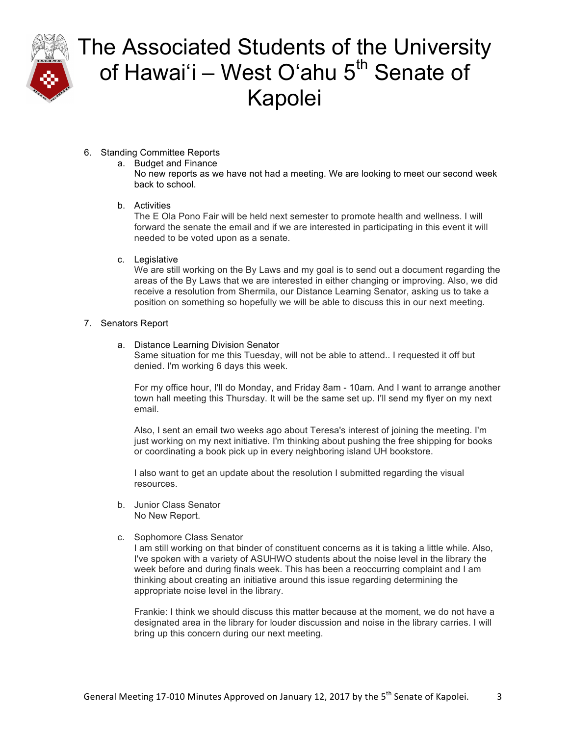6. Standing Committee Reports
   a. Budget and Finance
      No new reports as we have not had a meeting. We are looking to meet our second week back to school.

   b. Activities
      The E Ola Pono Fair will be held next semester to promote health and wellness. I will forward the senate the email and if we are interested in participating in this event it will needed to be voted upon as a senate.

   c. Legislative
      We are still working on the By Laws and my goal is to send out a document regarding the areas of the By Laws that we are interested in either changing or improving. Also, we did receive a resolution from Shermila, our Distance Learning Senator, asking us to take a position on something so hopefully we will be able to discuss this in our next meeting.

7. Senators Report

   a. Distance Learning Division Senator
      Same situation for me this Tuesday, will not be able to attend.. I requested it off but denied. I'm working 6 days this week.

      For my office hour, I'll do Monday, and Friday 8am - 10am. And I want to arrange another town hall meeting this Thursday. It will be the same set up. I'll send my flyer on my next email.

      Also, I sent an email two weeks ago about Teresa's interest of joining the meeting. I'm just working on my next initiative. I'm thinking about pushing the free shipping for books or coordinating a book pick up in every neighboring island UH bookstore.

      I also want to get an update about the resolution I submitted regarding the visual resources.

   b. Junior Class Senator
      No New Report.

   c. Sophomore Class Senator
      I am still working on that binder of constituent concerns as it is taking a little while. Also, I've spoken with a variety of ASUHWO students about the noise level in the library the week before and during finals week. This has been a reoccurring complaint and I am thinking about creating an initiative around this issue regarding determining the appropriate noise level in the library.

      Frankie: I think we should discuss this matter because at the moment, we do not have a designated area in the library for louder discussion and noise in the library carries. I will bring up this concern during our next meeting.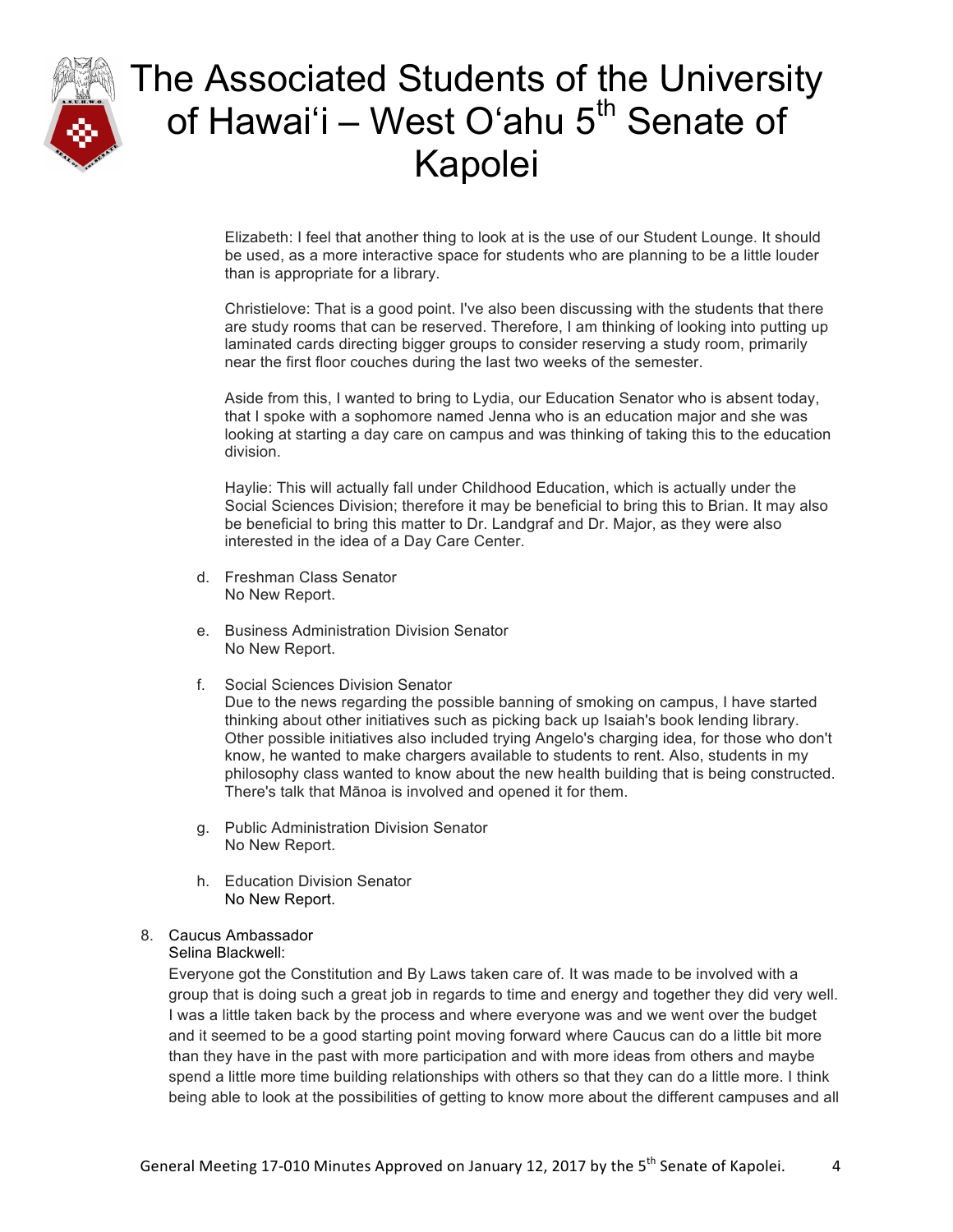Elizabeth: I feel that another thing to look at is the use of our Student Lounge. It should be used, as a more interactive space for students who are planning to be a little louder than is appropriate for a library.

Christielove: That is a good point. I've also been discussing with the students that there are study rooms that can be reserved. Therefore, I am thinking of looking into putting up laminated cards directing bigger groups to consider reserving a study room, primarily near the first floor couches during the last two weeks of the semester.

Aside from this, I wanted to bring to Lydia, our Education Senator who is absent today, that I spoke with a sophomore named Jenna who is an education major and she was looking at starting a day care on campus and was thinking of taking this to the education division.

Haylie: This will actually fall under Childhood Education, which is actually under the Social Sciences Division; therefore it may be beneficial to bring this to Brian. It may also be beneficial to bring this matter to Dr. Landgraf and Dr. Major, as they were also interested in the idea of a Day Care Center.

d. Freshman Class Senator
   No New Report.

e. Business Administration Division Senator
   No New Report.

f. Social Sciences Division Senator
   Due to the news regarding the possible banning of smoking on campus, I have started thinking about other initiatives such as picking back up Isaiah's book lending library. Other possible initiatives also included trying Angelo's charging idea, for those who don't know, he wanted to make chargers available to students to rent. Also, students in my philosophy class wanted to know about the new health building that is being constructed. There's talk that Mānoa is involved and opened it for them.

g. Public Administration Division Senator
   No New Report.

h. Education Division Senator
   No New Report.

8. Caucus Ambassador
   Selina Blackwell:
   Everyone got the Constitution and By Laws taken care of. It was made to be involved with a group that is doing such a great job in regards to time and energy and together they did very well. I was a little taken back by the process and where everyone was and we went over the budget and it seemed to be a good starting point moving forward where Caucus can do a little bit more than they have in the past with more participation and with more ideas from others and maybe spend a little more time building relationships with others so that they can do a little more. I think being able to look at the possibilities of getting to know more about the different campuses and all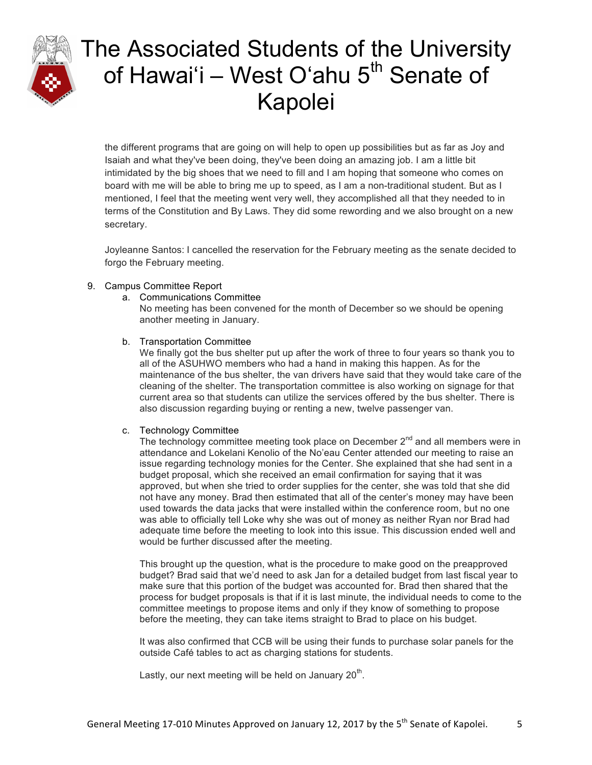the different programs that are going on will help to open up possibilities but as far as Joy and Isaiah and what they've been doing, they've been doing an amazing job. I am a little bit intimidated by the big shoes that we need to fill and I am hoping that someone who comes on board with me will be able to bring me up to speed, as I am a non-traditional student. But as I mentioned, I feel that the meeting went very well, they accomplished all that they needed to in terms of the Constitution and By Laws. They did some rewording and we also brought on a new secretary.

Joyleanne Santos: I cancelled the reservation for the February meeting as the senate decided to forgo the February meeting.

9. Campus Committee Report
   a. Communications Committee
      No meeting has been convened for the month of December so we should be opening another meeting in January.

   b. Transportation Committee
      We finally got the bus shelter put up after the work of three to four years so thank you to all of the ASUHWO members who had a hand in making this happen. As for the maintenance of the bus shelter, the van drivers have said that they would take care of the cleaning of the shelter. The transportation committee is also working on signage for that current area so that students can utilize the services offered by the bus shelter. There is also discussion regarding buying or renting a new, twelve passenger van.

   c. Technology Committee
      The technology committee meeting took place on December 2nd and all members were in attendance and Lokelani Kenolio of the No'eau Center attended our meeting to raise an issue regarding technology monies for the Center. She explained that she had sent in a budget proposal, which she received an email confirmation for saying that it was approved, but when she tried to order supplies for the center, she was told that she did not have any money. Brad then estimated that all of the center's money may have been used towards the data jacks that were installed within the conference room, but no one was able to officially tell Loke why she was out of money as neither Ryan nor Brad had adequate time before the meeting to look into this issue. This discussion ended well and would be further discussed after the meeting.

      This brought up the question, what is the procedure to make good on the preapproved budget? Brad said that we'd need to ask Jan for a detailed budget from last fiscal year to make sure that this portion of the budget was accounted for. Brad then shared that the process for budget proposals is that if it is last minute, the individual needs to come to the committee meetings to propose items and only if they know of something to propose before the meeting, they can take items straight to Brad to place on his budget.

      It was also confirmed that CCB will be using their funds to purchase solar panels for the outside Café tables to act as charging stations for students.

      Lastly, our next meeting will be held on January 20th.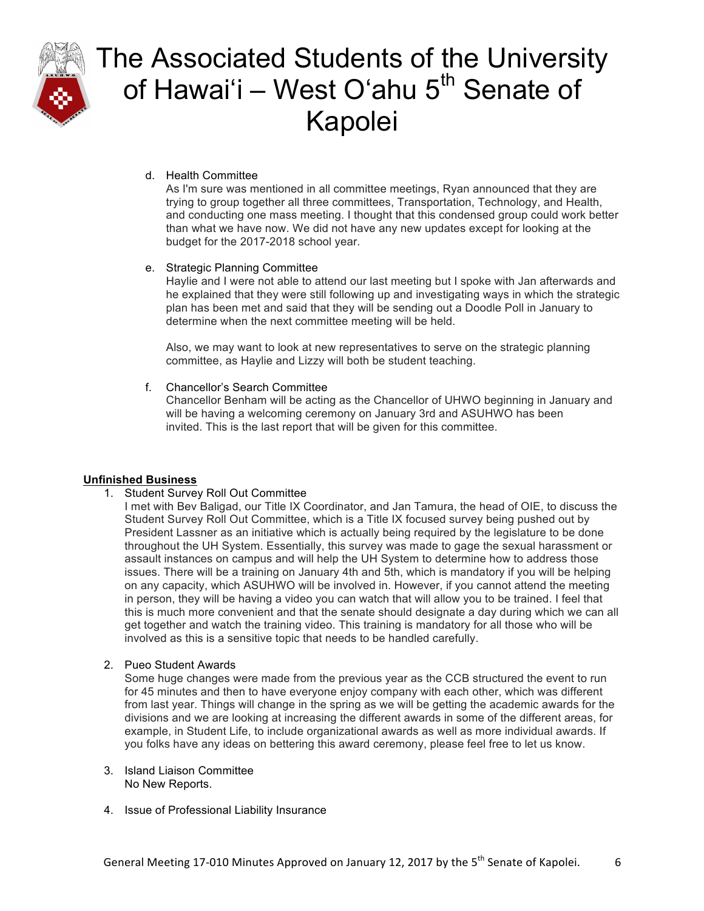d. Health Committee

As I'm sure was mentioned in all committee meetings, Ryan announced that they are trying to group together all three committees, Transportation, Technology, and Health, and conducting one mass meeting. I thought that this condensed group could work better than what we have now. We did not have any new updates except for looking at the budget for the 2017-2018 school year.

e. Strategic Planning Committee

Haylie and I were not able to attend our last meeting but I spoke with Jan afterwards and he explained that they were still following up and investigating ways in which the strategic plan has been met and said that they will be sending out a Doodle Poll in January to determine when the next committee meeting will be held.

Also, we may want to look at new representatives to serve on the strategic planning committee, as Haylie and Lizzy will both be student teaching.

f. Chancellor's Search Committee

Chancellor Benham will be acting as the Chancellor of UHWO beginning in January and will be having a welcoming ceremony on January 3rd and ASUHWO has been invited. This is the last report that will be given for this committee.

**Unfinished Business**

1. Student Survey Roll Out Committee

   I met with Bev Baligad, our Title IX Coordinator, and Jan Tamura, the head of OIE, to discuss the Student Survey Roll Out Committee, which is a Title IX focused survey being pushed out by President Lassner as an initiative which is actually being required by the legislature to be done throughout the UH System. Essentially, this survey was made to gage the sexual harassment or assault instances on campus and will help the UH System to determine how to address those issues. There will be a training on January 4th and 5th, which is mandatory if you will be helping on any capacity, which ASUHWO will be involved in. However, if you cannot attend the meeting in person, they will be having a video you can watch that will allow you to be trained. I feel that this is much more convenient and that the senate should designate a day during which we can all get together and watch the training video. This training is mandatory for all those who will be involved as this is a sensitive topic that needs to be handled carefully.

2. Pueo Student Awards

   Some huge changes were made from the previous year as the CCB structured the event to run for 45 minutes and then to have everyone enjoy company with each other, which was different from last year. Things will change in the spring as we will be getting the academic awards for the divisions and we are looking at increasing the different awards in some of the different areas, for example, in Student Life, to include organizational awards as well as more individual awards. If you folks have any ideas on bettering this award ceremony, please feel free to let us know.

3. Island Liaison Committee

   No New Reports.

4. Issue of Professional Liability Insurance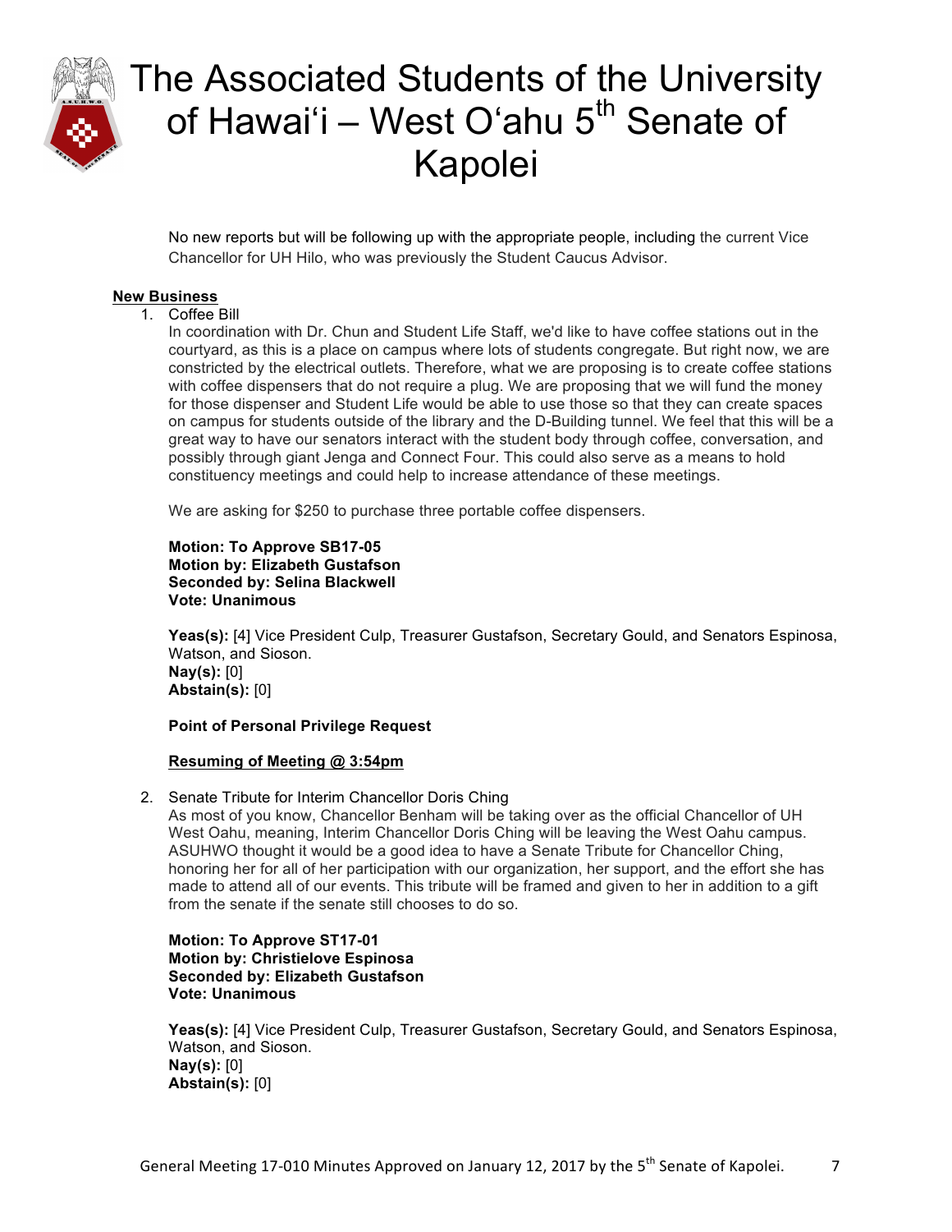No new reports but will be following up with the appropriate people, including the current Vice Chancellor for UH Hilo, who was previously the Student Caucus Advisor.

**New Business**

1. Coffee Bill

   In coordination with Dr. Chun and Student Life Staff, we'd like to have coffee stations out in the courtyard, as this is a place on campus where lots of students congregate. But right now, we are constricted by the electrical outlets. Therefore, what we are proposing is to create coffee stations with coffee dispensers that do not require a plug. We are proposing that we will fund the money for those dispenser and Student Life would be able to use those so that they can create spaces on campus for students outside of the library and the D-Building tunnel. We feel that this will be a great way to have our senators interact with the student body through coffee, conversation, and possibly through giant Jenga and Connect Four. This could also serve as a means to hold constituency meetings and could help to increase attendance of these meetings.

   We are asking for $250 to purchase three portable coffee dispensers.

   **Motion: To Approve SB17-05**
   **Motion by: Elizabeth Gustafson**
   **Seconded by: Selina Blackwell**
   **Vote: Unanimous**

   **Yeas(s):** [4] Vice President Culp, Treasurer Gustafson, Secretary Gould, and Senators Espinosa, Watson, and Sioson.
   **Nay(s):** [0]
   **Abstain(s):** [0]

   **Point of Personal Privilege Request**

   **Resuming of Meeting @ 3:54pm**

2. Senate Tribute for Interim Chancellor Doris Ching

   As most of you know, Chancellor Benham will be taking over as the official Chancellor of UH West Oahu, meaning, Interim Chancellor Doris Ching will be leaving the West Oahu campus. ASUHWO thought it would be a good idea to have a Senate Tribute for Chancellor Ching, honoring her for all of her participation with our organization, her support, and the effort she has made to attend all of our events. This tribute will be framed and given to her in addition to a gift from the senate if the senate still chooses to do so.

   **Motion: To Approve ST17-01**
   **Motion by: Christielove Espinosa**
   **Seconded by: Elizabeth Gustafson**
   **Vote: Unanimous**

   **Yeas(s):** [4] Vice President Culp, Treasurer Gustafson, Secretary Gould, and Senators Espinosa, Watson, and Sioson.
   **Nay(s):** [0]
   **Abstain(s):** [0]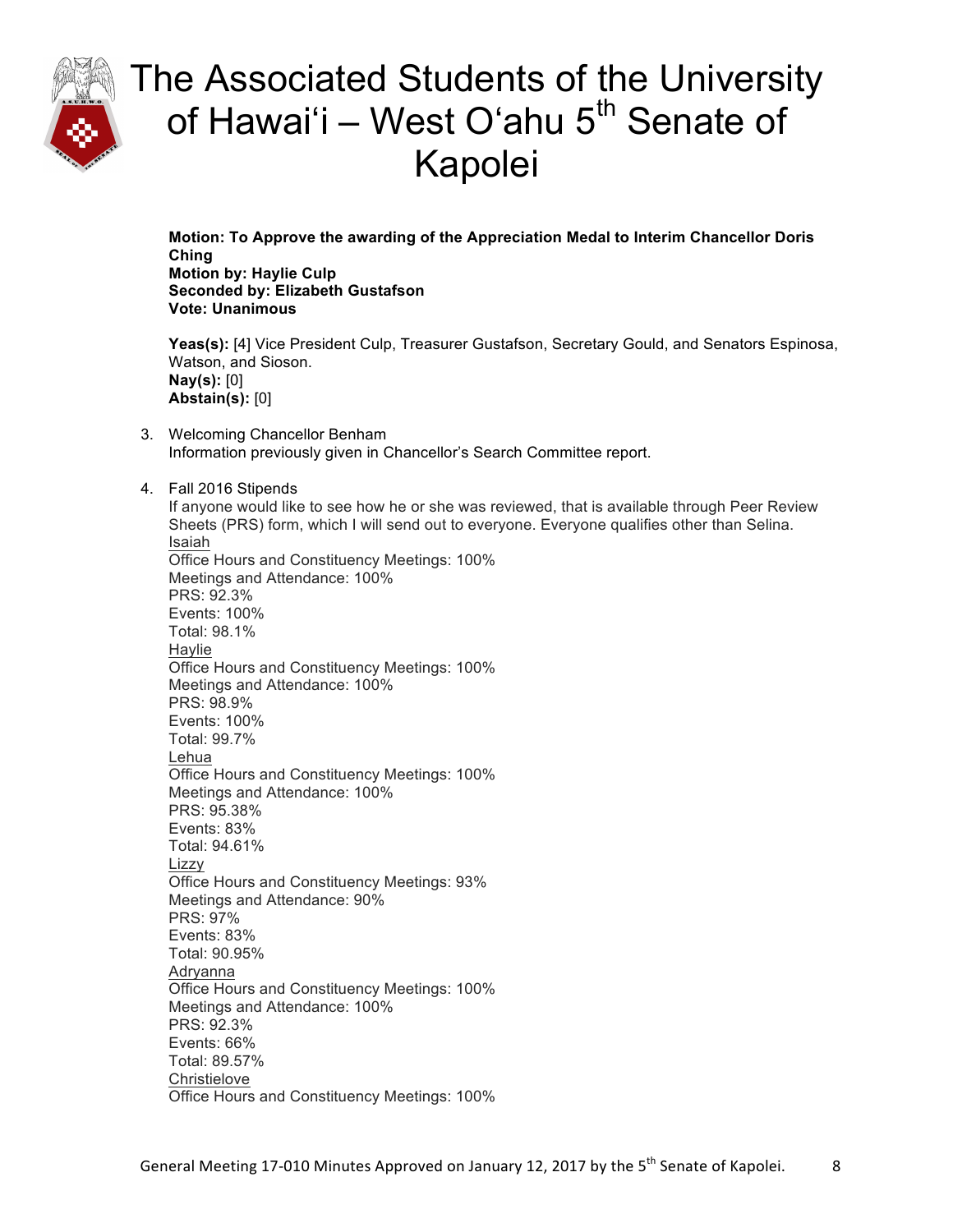**Motion: To Approve the awarding of the Appreciation Medal to Interim Chancellor Doris Ching**
**Motion by: Haylie Culp**
**Seconded by: Elizabeth Gustafson**
**Vote: Unanimous**

**Yeas(s):** [4] Vice President Culp, Treasurer Gustafson, Secretary Gould, and Senators Espinosa, Watson, and Sioson.
**Nay(s):** [0]
**Abstain(s):** [0]

3. Welcoming Chancellor Benham
   Information previously given in Chancellor's Search Committee report.

4. Fall 2016 Stipends
   If anyone would like to see how he or she was reviewed, that is available through Peer Review Sheets (PRS) form, which I will send out to everyone. Everyone qualifies other than Selina.
   <u>Isaiah</u>
   Office Hours and Constituency Meetings: 100%
   Meetings and Attendance: 100%
   PRS: 92.3%
   Events: 100%
   Total: 98.1%
   <u>Haylie</u>
   Office Hours and Constituency Meetings: 100%
   Meetings and Attendance: 100%
   PRS: 98.9%
   Events: 100%
   Total: 99.7%
   <u>Lehua</u>
   Office Hours and Constituency Meetings: 100%
   Meetings and Attendance: 100%
   PRS: 95.38%
   Events: 83%
   Total: 94.61%
   <u>Lizzy</u>
   Office Hours and Constituency Meetings: 93%
   Meetings and Attendance: 90%
   PRS: 97%
   Events: 83%
   Total: 90.95%
   <u>Adryanna</u>
   Office Hours and Constituency Meetings: 100%
   Meetings and Attendance: 100%
   PRS: 92.3%
   Events: 66%
   Total: 89.57%
   <u>Christielove</u>
   Office Hours and Constituency Meetings: 100%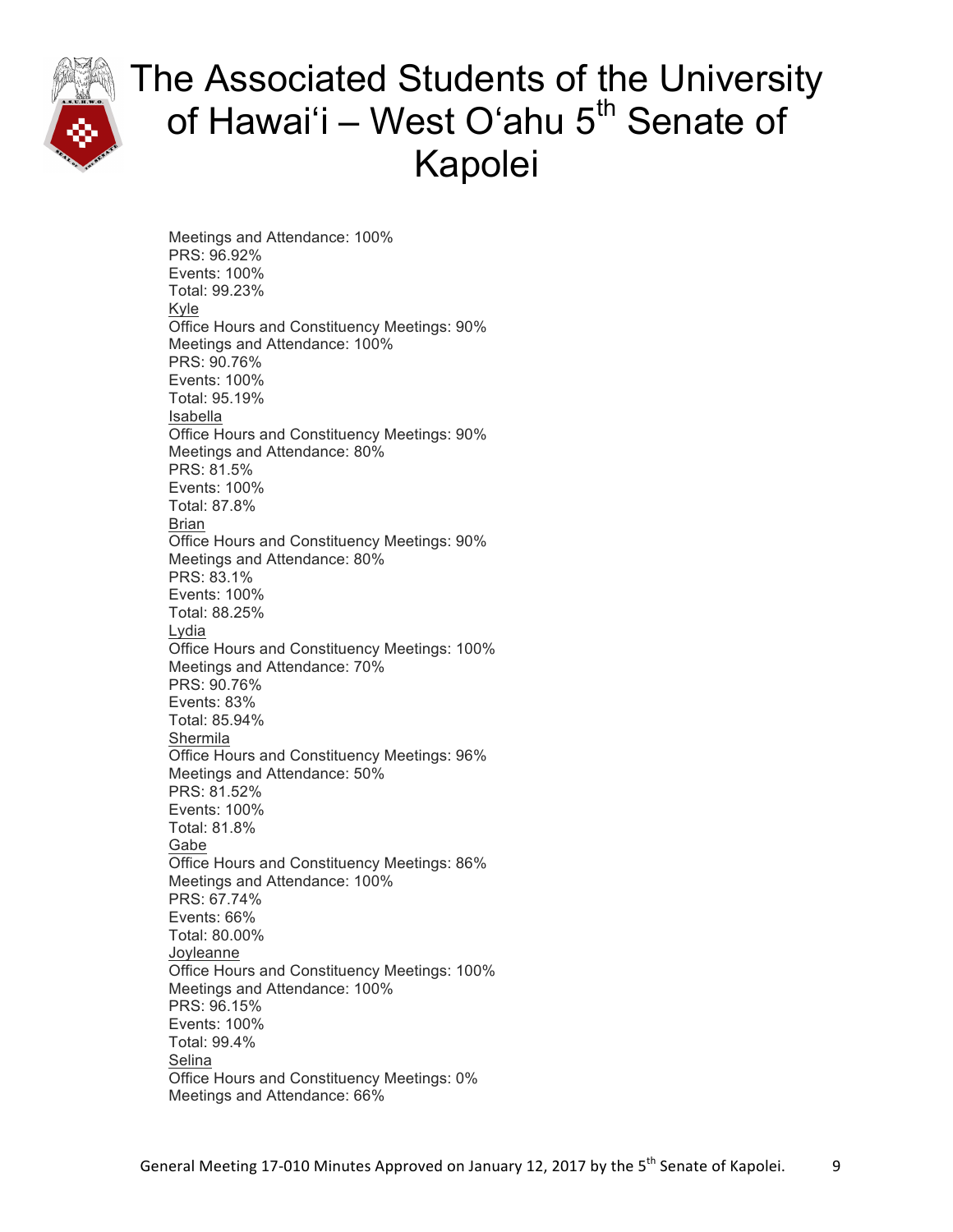Meetings and Attendance: 100%
PRS: 96.92%
Events: 100%
Total: 99.23%

<u>Kyle</u>
Office Hours and Constituency Meetings: 90%
Meetings and Attendance: 100%
PRS: 90.76%
Events: 100%
Total: 95.19%

<u>Isabella</u>
Office Hours and Constituency Meetings: 90%
Meetings and Attendance: 80%
PRS: 81.5%
Events: 100%
Total: 87.8%

<u>Brian</u>
Office Hours and Constituency Meetings: 90%
Meetings and Attendance: 80%
PRS: 83.1%
Events: 100%
Total: 88.25%

<u>Lydia</u>
Office Hours and Constituency Meetings: 100%
Meetings and Attendance: 70%
PRS: 90.76%
Events: 83%
Total: 85.94%

<u>Shermila</u>
Office Hours and Constituency Meetings: 96%
Meetings and Attendance: 50%
PRS: 81.52%
Events: 100%
Total: 81.8%

<u>Gabe</u>
Office Hours and Constituency Meetings: 86%
Meetings and Attendance: 100%
PRS: 67.74%
Events: 66%
Total: 80.00%

<u>Joyleanne</u>
Office Hours and Constituency Meetings: 100%
Meetings and Attendance: 100%
PRS: 96.15%
Events: 100%
Total: 99.4%

<u>Selina</u>
Office Hours and Constituency Meetings: 0%
Meetings and Attendance: 66%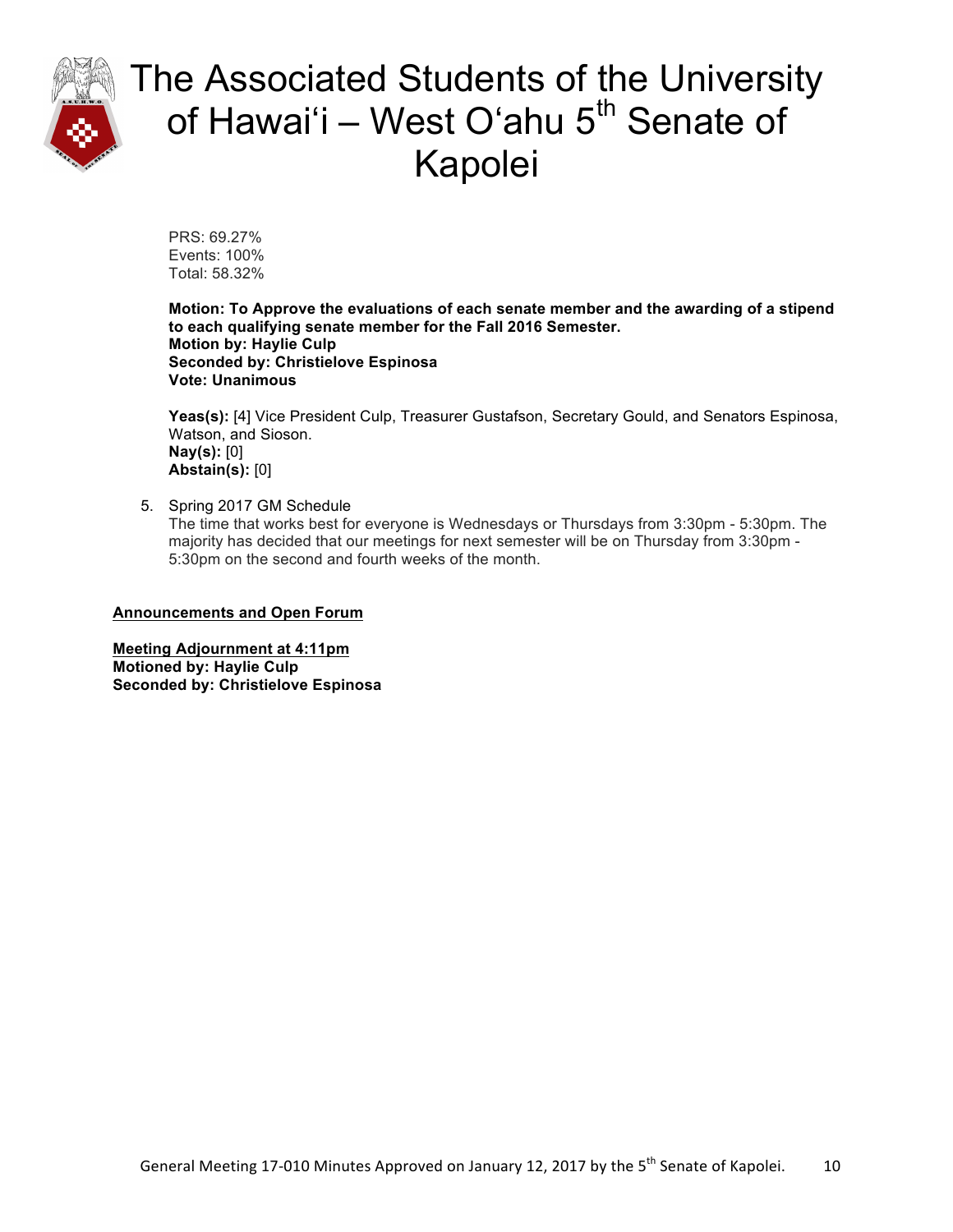PRS: 69.27%
Events: 100%
Total: 58.32%

**Motion: To Approve the evaluations of each senate member and the awarding of a stipend to each qualifying senate member for the Fall 2016 Semester.**
**Motion by: Haylie Culp**
**Seconded by: Christielove Espinosa**
**Vote: Unanimous**

**Yeas(s):** [4] Vice President Culp, Treasurer Gustafson, Secretary Gould, and Senators Espinosa, Watson, and Sioson.
**Nay(s):** [0]
**Abstain(s):** [0]

5. Spring 2017 GM Schedule
   The time that works best for everyone is Wednesdays or Thursdays from 3:30pm - 5:30pm. The majority has decided that our meetings for next semester will be on Thursday from 3:30pm - 5:30pm on the second and fourth weeks of the month.

**Announcements and Open Forum**

**Meeting Adjournment at 4:11pm**
**Motioned by: Haylie Culp**
**Seconded by: Christielove Espinosa**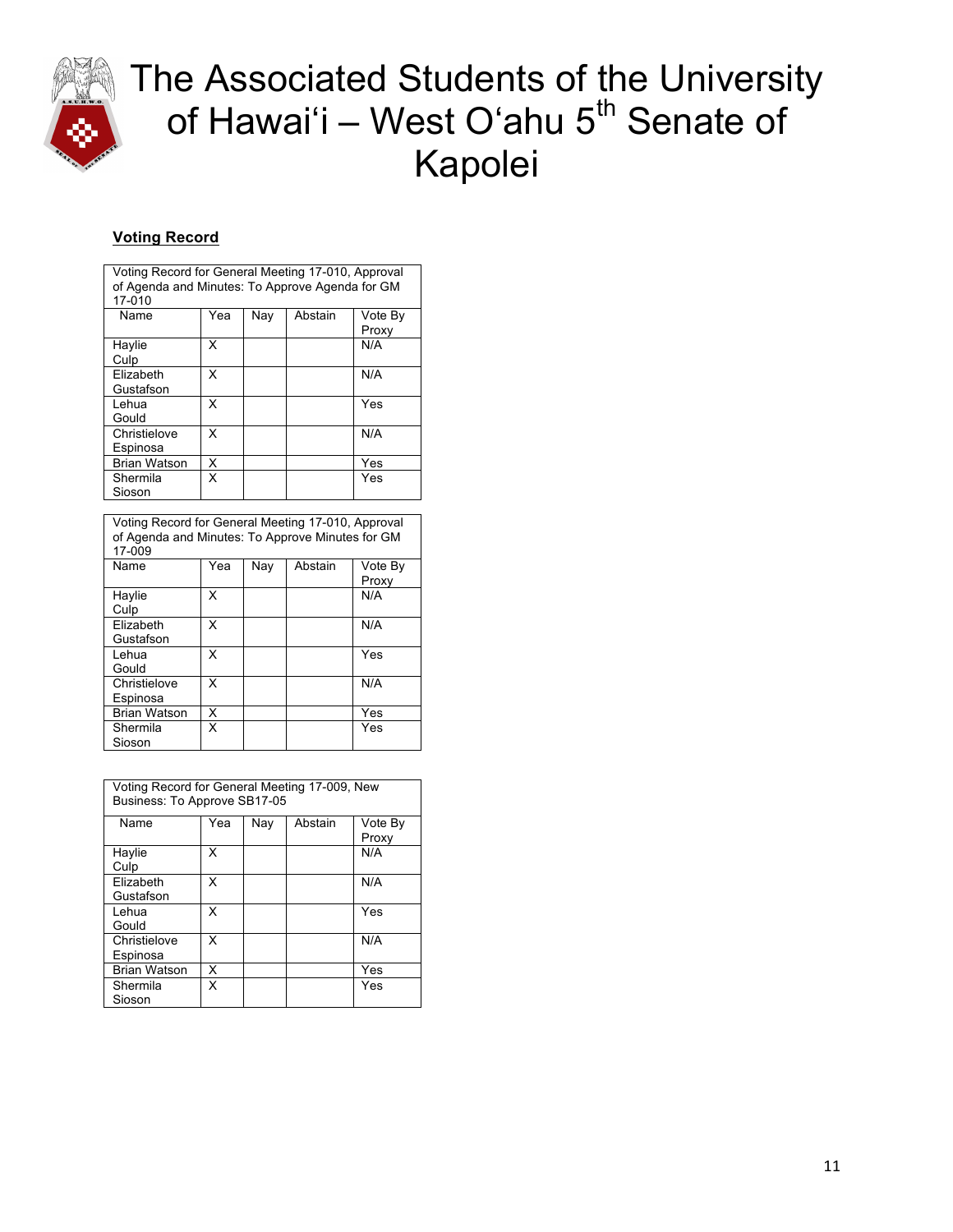# The Associated Students of the University of Hawai'i – West O'ahu 5th Senate of Kapolei

**Voting Record**

| Voting Record for General Meeting 17-010, Approval of Agenda and Minutes: To Approve Agenda for GM 17-010 | | | | |
|---|---|---|---|---|
| Name | Yea | Nay | Abstain | Vote By Proxy |
| Haylie Culp | X | | | N/A |
| Elizabeth Gustafson | X | | | N/A |
| Lehua Gould | X | | | Yes |
| Christielove Espinosa | X | | | N/A |
| Brian Watson | X | | | Yes |
| Shermila Sioson | X | | | Yes |

| Voting Record for General Meeting 17-010, Approval of Agenda and Minutes: To Approve Minutes for GM 17-009 | | | | |
|---|---|---|---|---|
| Name | Yea | Nay | Abstain | Vote By Proxy |
| Haylie Culp | X | | | N/A |
| Elizabeth Gustafson | X | | | N/A |
| Lehua Gould | X | | | Yes |
| Christielove Espinosa | X | | | N/A |
| Brian Watson | X | | | Yes |
| Shermila Sioson | X | | | Yes |

| Voting Record for General Meeting 17-009, New Business: To Approve SB17-05 | | | | |
|---|---|---|---|---|
| Name | Yea | Nay | Abstain | Vote By Proxy |
| Haylie Culp | X | | | N/A |
| Elizabeth Gustafson | X | | | N/A |
| Lehua Gould | X | | | Yes |
| Christielove Espinosa | X | | | N/A |
| Brian Watson | X | | | Yes |
| Shermila Sioson | X | | | Yes |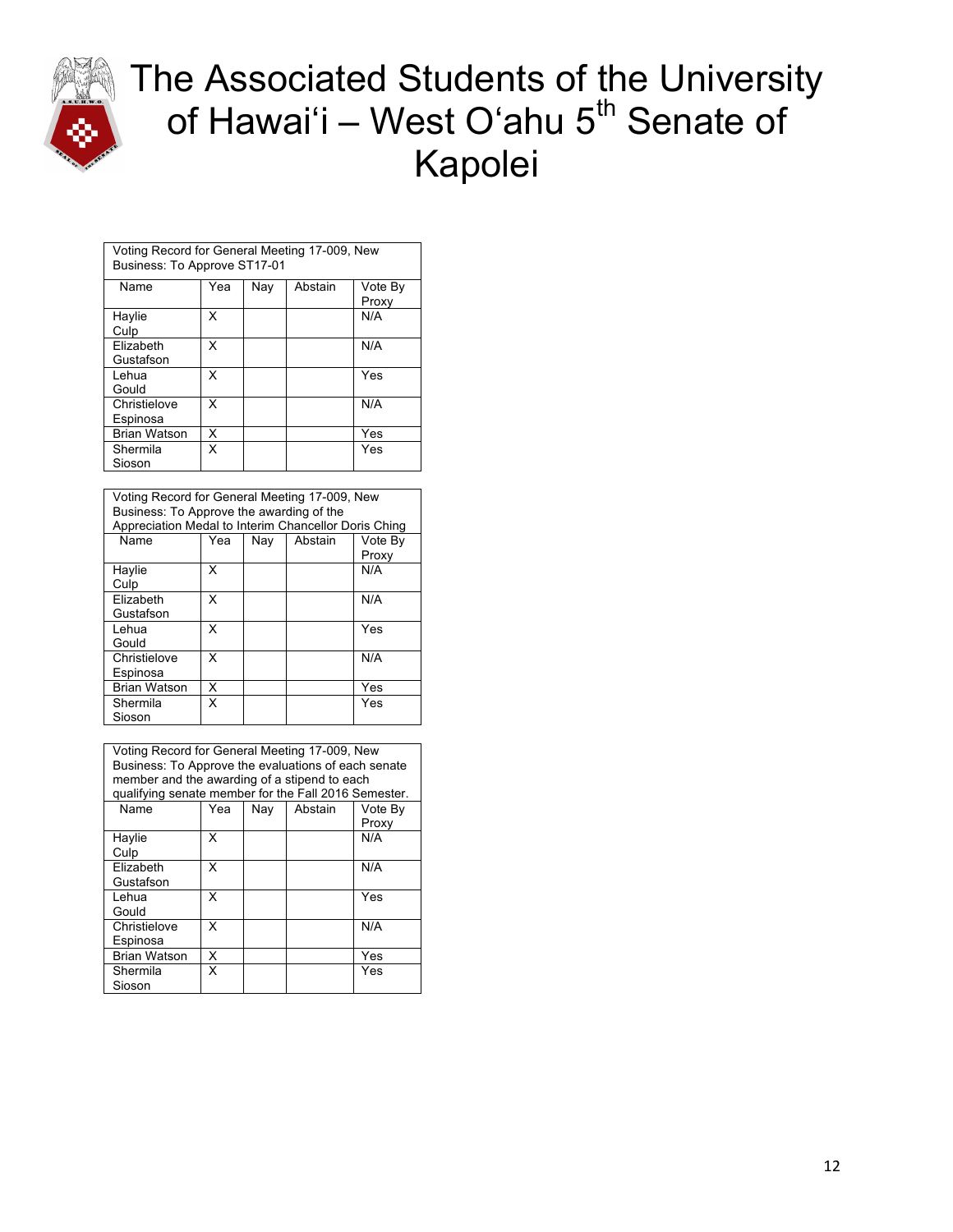# The Associated Students of the University of Hawai'i – West O'ahu 5th Senate of Kapolei

| Voting Record for General Meeting 17-009, New Business: To Approve ST17-01 | | | | |
|---|---|---|---|---|
| Name | Yea | Nay | Abstain | Vote By Proxy |
| Haylie Culp | X | | | N/A |
| Elizabeth Gustafson | X | | | N/A |
| Lehua Gould | X | | | Yes |
| Christielove Espinosa | X | | | N/A |
| Brian Watson | X | | | Yes |
| Shermila Sioson | X | | | Yes |

| Voting Record for General Meeting 17-009, New Business: To Approve the awarding of the Appreciation Medal to Interim Chancellor Doris Ching | | | | |
|---|---|---|---|---|
| Name | Yea | Nay | Abstain | Vote By Proxy |
| Haylie Culp | X | | | N/A |
| Elizabeth Gustafson | X | | | N/A |
| Lehua Gould | X | | | Yes |
| Christielove Espinosa | X | | | N/A |
| Brian Watson | X | | | Yes |
| Shermila Sioson | X | | | Yes |

| Voting Record for General Meeting 17-009, New Business: To Approve the evaluations of each senate member and the awarding of a stipend to each qualifying senate member for the Fall 2016 Semester. | | | | |
|---|---|---|---|---|
| Name | Yea | Nay | Abstain | Vote By Proxy |
| Haylie Culp | X | | | N/A |
| Elizabeth Gustafson | X | | | N/A |
| Lehua Gould | X | | | Yes |
| Christielove Espinosa | X | | | N/A |
| Brian Watson | X | | | Yes |
| Shermila Sioson | X | | | Yes |